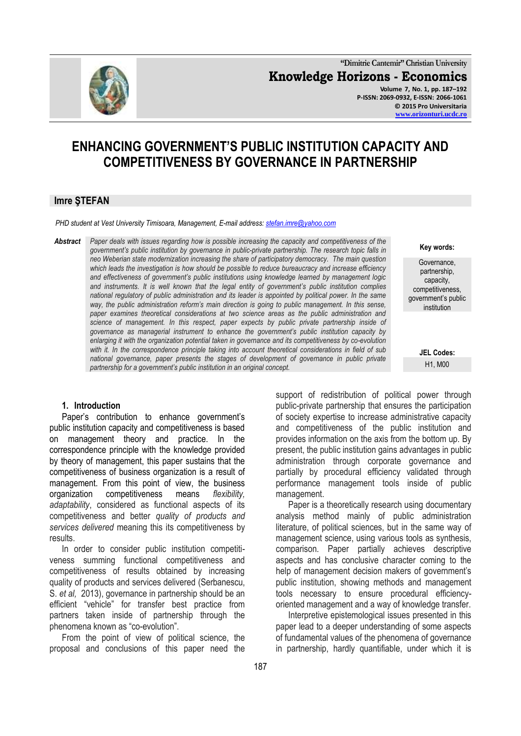# ENHANCING GOVERNMENT'S PUBLIC INSTITUTION CAPACITY AND COMPETITIVENESS BY GOVERNANCE IN PARTNERSHIP

## Imre ŞTEFAN

*PHD student at Vest University Timisoara, Management, E-mail address: stefan.imre@yahoo.com*

**Abstract** *Paper deals with issues regarding how is possible increasing the capacity and competitiveness of the government's public institution by governance in public-private partnership. The research topic falls in neo Weberian state modernization increasing the share of participatory democracy. The main question which leads the investigation is how should be possible to reduce bureaucracy and increase efficiency and effectiveness of government's public institutions using knowledge learned by management logic and instruments. It is well known that the legal entity of government's public institution complies national regulatory of public administration and its leader is appointed by political power. In the same way, the public administration reform's main direction is going to public management. In this sense, paper examines theoretical considerations at two science areas as the public administration and science of management. In this respect, paper expects by public private partnership inside of governance as managerial instrument to enhance the government's public institution capacity by enlarging it with the organization potential taken in governance and its competitiveness by co-evolution with it. In the correspondence principle taking into account theoretical considerations in field of sub national governance, paper presents the stages of development of governance in public private partnership for a government's public institution in an original concept.*

**Key words:** Governance, partnership, capacity, competitiveness, government's public institution

**JEL Codes:** H1, M00

## 1. Introduction

Paper's contribution to enhance government's public institution capacity and competitiveness is based on management theory and practice. In the correspondence principle with the knowledge provided by theory of management, this paper sustains that the competitiveness of business organization is a result of management. From this point of view, the business organization competitiveness means *flexibility, adaptability*, considered as functional aspects of its competitiveness and better *quality of products and services delivered* meaning this its competitiveness by results.

In order to consider public institution competitiveness summing functional competitiveness and competitiveness of results obtained by increasing quality of products and services delivered (Serbanescu, S. *et al,* 2013), governance in partnership should be an efficient "vehicle" for transfer best practice from partners taken inside of partnership through the phenomena known as "co-evolution".

From the point of view of political science, the proposal and conclusions of this paper need the support of redistribution of political power through public-private partnership that ensures the participation of society expertise to increase administrative capacity and competitiveness of the public institution and provides information on the axis from the bottom up. By present, the public institution gains advantages in public administration through corporate governance and partially by procedural efficiency validated through performance management tools inside of public management.

Paper is a theoretically research using documentary analysis method mainly of public administration literature, of political sciences, but in the same way of management science, using various tools as synthesis, comparison. Paper partially achieves descriptive aspects and has conclusive character coming to the help of management decision makers of government's public institution, showing methods and management tools necessary to ensure procedural efficiency-oriented management and a way of knowledge transfer.

Interpretive epistemological issues presented in this paper lead to a deeper understanding of some aspects of fundamental values of the phenomena of governance in partnership, hardly quantifiable, under which it is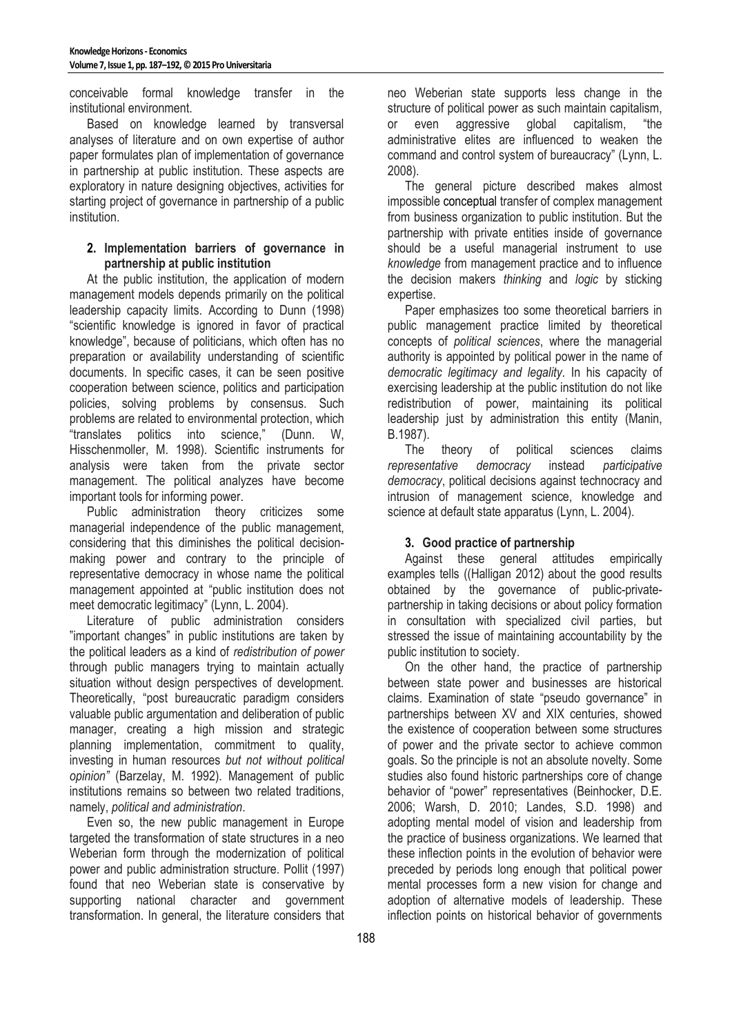conceivable formal knowledge transfer in the institutional environment.

Based on knowledge learned by transversal analyses of literature and on own expertise of author paper formulates plan of implementation of governance in partnership at public institution. These aspects are exploratory in nature designing objectives, activities for starting project of governance in partnership of a public institution.

## 2. Implementation barriers of governance in partnership at public institution

At the public institution, the application of modern management models depends primarily on the political leadership capacity limits. According to Dunn (1998) "scientific knowledge is ignored in favor of practical knowledge", because of politicians, which often has no preparation or availability understanding of scientific documents. In specific cases, it can be seen positive cooperation between science, politics and participation policies, solving problems by consensus. Such problems are related to environmental protection, which "translates politics into science," (Dunn. W, Hisschenmoller, M. 1998). Scientific instruments for analysis were taken from the private sector management. The political analyzes have become important tools for informing power.

Public administration theory criticizes some managerial independence of the public management, considering that this diminishes the political decision-making power and contrary to the principle of representative democracy in whose name the political management appointed at "public institution does not meet democratic legitimacy" (Lynn, L. 2004).

Literature of public administration considers "important changes" in public institutions are taken by the political leaders as a kind of *redistribution of power* through public managers trying to maintain actually situation without design perspectives of development. Theoretically, "post bureaucratic paradigm considers valuable public argumentation and deliberation of public manager, creating a high mission and strategic planning implementation, commitment to quality, investing in human resources *but not without political opinion"* (Barzelay, M. 1992). Management of public institutions remains so between two related traditions, namely, *political and administration*.

Even so, the new public management in Europe targeted the transformation of state structures in a neo Weberian form through the modernization of political power and public administration structure. Pollit (1997) found that neo Weberian state is conservative by supporting national character and government transformation. In general, the literature considers that neo Weberian state supports less change in the structure of political power as such maintain capitalism, or even aggressive global capitalism, "the administrative elites are influenced to weaken the command and control system of bureaucracy" (Lynn, L. 2008).

The general picture described makes almost impossible conceptual transfer of complex management from business organization to public institution. But the partnership with private entities inside of governance should be a useful managerial instrument to use *knowledge* from management practice and to influence the decision makers *thinking* and *logic* by sticking expertise.

Paper emphasizes too some theoretical barriers in public management practice limited by theoretical concepts of *political sciences*, where the managerial authority is appointed by political power in the name of *democratic legitimacy and legality*. In his capacity of exercising leadership at the public institution do not like redistribution of power, maintaining its political leadership just by administration this entity (Manin, B.1987).

The theory of political sciences claims *representative democracy* instead *participative democracy*, political decisions against technocracy and intrusion of management science, knowledge and science at default state apparatus (Lynn, L. 2004).

## 3. Good practice of partnership

Against these general attitudes empirically examples tells ((Halligan 2012) about the good results obtained by the governance of public-private-partnership in taking decisions or about policy formation in consultation with specialized civil parties, but stressed the issue of maintaining accountability by the public institution to society.

On the other hand, the practice of partnership between state power and businesses are historical claims. Examination of state "pseudo governance" in partnerships between XV and XIX centuries, showed the existence of cooperation between some structures of power and the private sector to achieve common goals. So the principle is not an absolute novelty. Some studies also found historic partnerships core of change behavior of "power" representatives (Beinhocker, D.E. 2006; Warsh, D. 2010; Landes, S.D. 1998) and adopting mental model of vision and leadership from the practice of business organizations. We learned that these inflection points in the evolution of behavior were preceded by periods long enough that political power mental processes form a new vision for change and adoption of alternative models of leadership. These inflection points on historical behavior of governments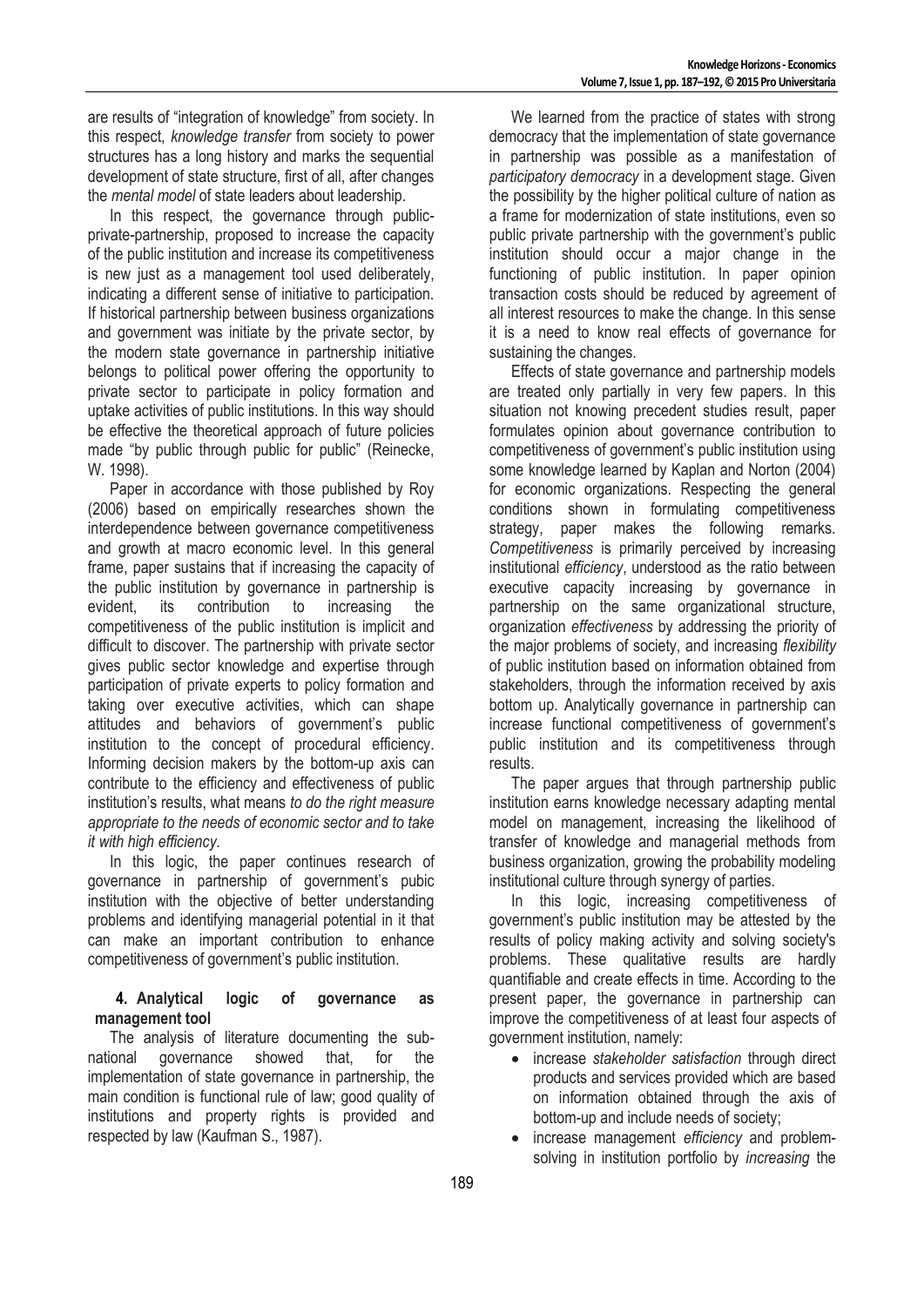are results of "integration of knowledge" from society. In this respect, *knowledge transfer* from society to power structures has a long history and marks the sequential development of state structure, first of all, after changes the *mental model* of state leaders about leadership.

In this respect, the governance through public-private-partnership, proposed to increase the capacity of the public institution and increase its competitiveness is new just as a management tool used deliberately, indicating a different sense of initiative to participation. If historical partnership between business organizations and government was initiate by the private sector, by the modern state governance in partnership initiative belongs to political power offering the opportunity to private sector to participate in policy formation and uptake activities of public institutions. In this way should be effective the theoretical approach of future policies made "by public through public for public" (Reinecke, W. 1998).

Paper in accordance with those published by Roy (2006) based on empirically researches shown the interdependence between governance competitiveness and growth at macro economic level. In this general frame, paper sustains that if increasing the capacity of the public institution by governance in partnership is evident, its contribution to increasing the competitiveness of the public institution is implicit and difficult to discover. The partnership with private sector gives public sector knowledge and expertise through participation of private experts to policy formation and taking over executive activities, which can shape attitudes and behaviors of government's public institution to the concept of procedural efficiency. Informing decision makers by the bottom-up axis can contribute to the efficiency and effectiveness of public institution's results, what means *to do the right measure appropriate to the needs of economic sector and to take it with high efficiency*.

In this logic, the paper continues research of governance in partnership of government's pubic institution with the objective of better understanding problems and identifying managerial potential in it that can make an important contribution to enhance competitiveness of government's public institution.

## 4. Analytical logic of governance as management tool

The analysis of literature documenting the sub-national governance showed that, for the implementation of state governance in partnership, the main condition is functional rule of law; good quality of institutions and property rights is provided and respected by law (Kaufman S., 1987).

We learned from the practice of states with strong democracy that the implementation of state governance in partnership was possible as a manifestation of *participatory democracy* in a development stage. Given the possibility by the higher political culture of nation as a frame for modernization of state institutions, even so public private partnership with the government's public institution should occur a major change in the functioning of public institution. In paper opinion transaction costs should be reduced by agreement of all interest resources to make the change. In this sense it is a need to know real effects of governance for sustaining the changes.

Effects of state governance and partnership models are treated only partially in very few papers. In this situation not knowing precedent studies result, paper formulates opinion about governance contribution to competitiveness of government's public institution using some knowledge learned by Kaplan and Norton (2004) for economic organizations. Respecting the general conditions shown in formulating competitiveness strategy, paper makes the following remarks. *Competitiveness* is primarily perceived by increasing institutional *efficiency*, understood as the ratio between executive capacity increasing by governance in partnership on the same organizational structure, organization *effectiveness* by addressing the priority of the major problems of society, and increasing *flexibility* of public institution based on information obtained from stakeholders, through the information received by axis bottom up. Analytically governance in partnership can increase functional competitiveness of government's public institution and its competitiveness through results.

The paper argues that through partnership public institution earns knowledge necessary adapting mental model on management, increasing the likelihood of transfer of knowledge and managerial methods from business organization, growing the probability modeling institutional culture through synergy of parties.

In this logic, increasing competitiveness of government's public institution may be attested by the results of policy making activity and solving society's problems. These qualitative results are hardly quantifiable and create effects in time. According to the present paper, the governance in partnership can improve the competitiveness of at least four aspects of government institution, namely:

- increase *stakeholder satisfaction* through direct products and services provided which are based on information obtained through the axis of bottom-up and include needs of society;
- increase management *efficiency* and problem-solving in institution portfolio by *increasing* the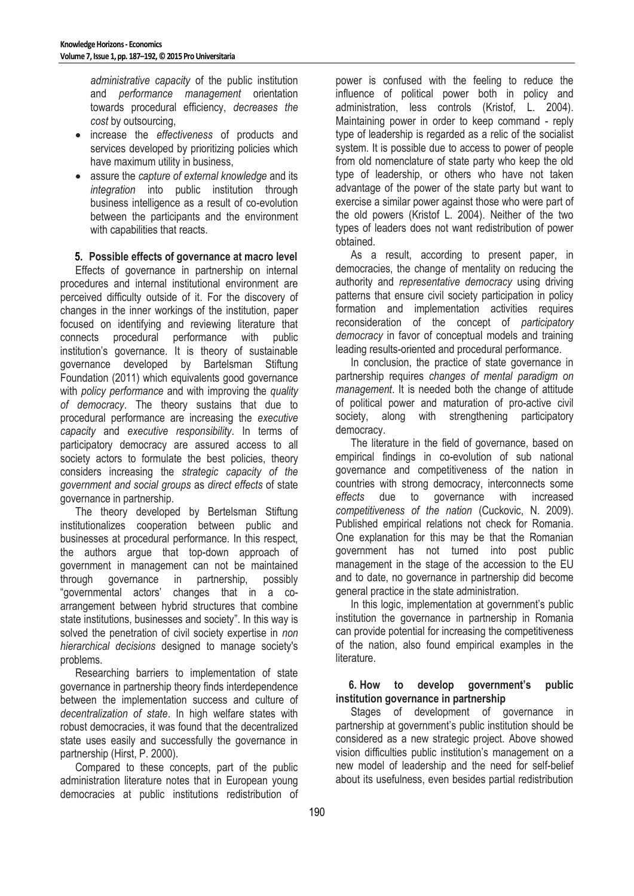*administrative capacity* of the public institution and *performance management* orientation towards procedural efficiency, *decreases the cost* by outsourcing,

- increase the *effectiveness* of products and services developed by prioritizing policies which have maximum utility in business,
- assure the *capture of external knowledge* and its *integration* into public institution through business intelligence as a result of co-evolution between the participants and the environment with capabilities that reacts.

## 5. Possible effects of governance at macro level

Effects of governance in partnership on internal procedures and internal institutional environment are perceived difficulty outside of it. For the discovery of changes in the inner workings of the institution, paper focused on identifying and reviewing literature that connects procedural performance with public institution's governance. It is theory of sustainable governance developed by Bartelsman Stiftung Foundation (2011) which equivalents good governance with *policy performance* and with improving the *quality of democracy*. The theory sustains that due to procedural performance are increasing the *executive capacity* and *executive responsibility*. In terms of participatory democracy are assured access to all society actors to formulate the best policies, theory considers increasing the *strategic capacity of the government and social groups* as *direct effects* of state governance in partnership.

The theory developed by Bertelsman Stiftung institutionalizes cooperation between public and businesses at procedural performance. In this respect, the authors argue that top-down approach of government in management can not be maintained through governance in partnership, possibly "governmental actors' changes that in a co-arrangement between hybrid structures that combine state institutions, businesses and society". In this way is solved the penetration of civil society expertise in *non hierarchical decisions* designed to manage society's problems.

Researching barriers to implementation of state governance in partnership theory finds interdependence between the implementation success and culture of *decentralization of state*. In high welfare states with robust democracies, it was found that the decentralized state uses easily and successfully the governance in partnership (Hirst, P. 2000).

Compared to these concepts, part of the public administration literature notes that in European young democracies at public institutions redistribution of power is confused with the feeling to reduce the influence of political power both in policy and administration, less controls (Kristof, L. 2004). Maintaining power in order to keep command - reply type of leadership is regarded as a relic of the socialist system. It is possible due to access to power of people from old nomenclature of state party who keep the old type of leadership, or others who have not taken advantage of the power of the state party but want to exercise a similar power against those who were part of the old powers (Kristof L. 2004). Neither of the two types of leaders does not want redistribution of power obtained.

As a result, according to present paper, in democracies, the change of mentality on reducing the authority and *representative democracy* using driving patterns that ensure civil society participation in policy formation and implementation activities requires reconsideration of the concept of *participatory democracy* in favor of conceptual models and training leading results-oriented and procedural performance.

In conclusion, the practice of state governance in partnership requires *changes of mental paradigm on management*. It is needed both the change of attitude of political power and maturation of pro-active civil society, along with strengthening participatory democracy.

The literature in the field of governance, based on empirical findings in co-evolution of sub national governance and competitiveness of the nation in countries with strong democracy, interconnects some *effects* due to governance with increased *competitiveness of the nation* (Cuckovic, N. 2009). Published empirical relations not check for Romania. One explanation for this may be that the Romanian government has not turned into post public management in the stage of the accession to the EU and to date, no governance in partnership did become general practice in the state administration.

In this logic, implementation at government's public institution the governance in partnership in Romania can provide potential for increasing the competitiveness of the nation, also found empirical examples in the literature.

## 6. How to develop government's public institution governance in partnership

Stages of development of governance in partnership at government's public institution should be considered as a new strategic project. Above showed vision difficulties public institution's management on a new model of leadership and the need for self-belief about its usefulness, even besides partial redistribution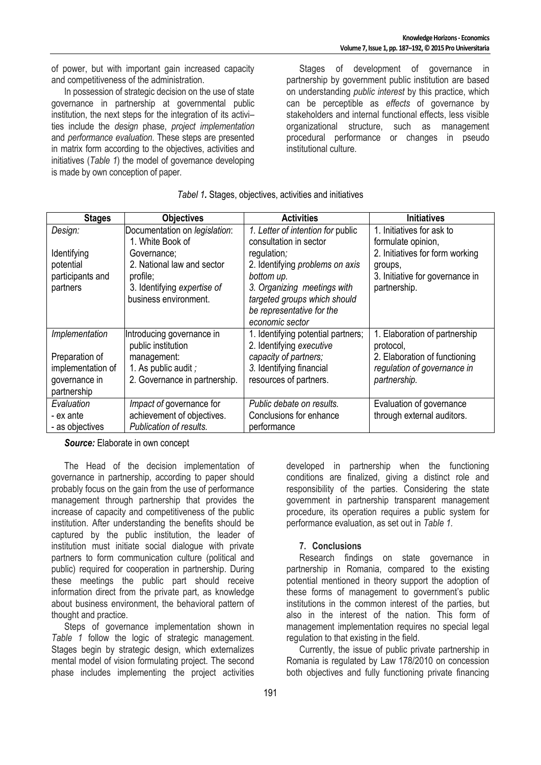of power, but with important gain increased capacity and competitiveness of the administration.

In possession of strategic decision on the use of state governance in partnership at governmental public institution, the next steps for the integration of its activi–ties include the *design* phase, *project implementation* and *performance evaluation*. These steps are presented in matrix form according to the objectives, activities and initiatives (*Table 1*) the model of governance developing is made by own conception of paper.

Stages of development of governance in partnership by government public institution are based on understanding *public interest* by this practice, which can be perceptible as *effects* of governance by stakeholders and internal functional effects, less visible organizational structure, such as management procedural performance or changes in pseudo institutional culture.

*Tabel 1.* Stages, objectives, activities and initiatives

| Stages | Objectives | Activities | Initiatives |
|---|---|---|---|
| *Design:*<br><br>Identifying potential participants and partners | Documentation on *legislation*:<br>1. White Book of Governance;<br>2. National law and sector profile;<br>3. Identifying *expertise of* business environment. | *1. Letter of intention for* public consultation in sector regulation*;*<br>2. Identifying *problems on axis bottom up.*<br>*3. Organizing meetings with targeted groups which should be representative for the economic sector* | 1. Initiatives for ask to formulate opinion,<br>2. Initiatives for form working groups,<br>3. Initiative for governance in partnership. |
| *Implementation*<br><br>Preparation of implementation of governance in partnership | Introducing governance in public institution management:<br>1. As public audit *;*<br>2. Governance in partnership. | 1. Identifying potential partners;<br>2. Identifying *executive capacity of partners;*<br>*3.* Identifying financial resources of partners. | 1. Elaboration of partnership protocol,<br>2. Elaboration of functioning *regulation of governance in partnership.* |
| *Evaluation*<br>- ex ante<br>- as objectives | *Impact of* governance for achievement of objectives.<br>*Publication of results.* | *Public debate on results.*<br>Conclusions for enhance performance | Evaluation of governance through external auditors. |

***Source:*** Elaborate in own concept

The Head of the decision implementation of governance in partnership, according to paper should probably focus on the gain from the use of performance management through partnership that provides the increase of capacity and competitiveness of the public institution. After understanding the benefits should be captured by the public institution, the leader of institution must initiate social dialogue with private partners to form communication culture (political and public) required for cooperation in partnership. During these meetings the public part should receive information direct from the private part, as knowledge about business environment, the behavioral pattern of thought and practice.

Steps of governance implementation shown in *Table 1* follow the logic of strategic management. Stages begin by strategic design, which externalizes mental model of vision formulating project. The second phase includes implementing the project activities developed in partnership when the functioning conditions are finalized, giving a distinct role and responsibility of the parties. Considering the state government in partnership transparent management procedure, its operation requires a public system for performance evaluation, as set out in *Table 1.*

### 7. Conclusions

Research findings on state governance in partnership in Romania, compared to the existing potential mentioned in theory support the adoption of these forms of management to government's public institutions in the common interest of the parties, but also in the interest of the nation. This form of management implementation requires no special legal regulation to that existing in the field.

Currently, the issue of public private partnership in Romania is regulated by Law 178/2010 on concession both objectives and fully functioning private financing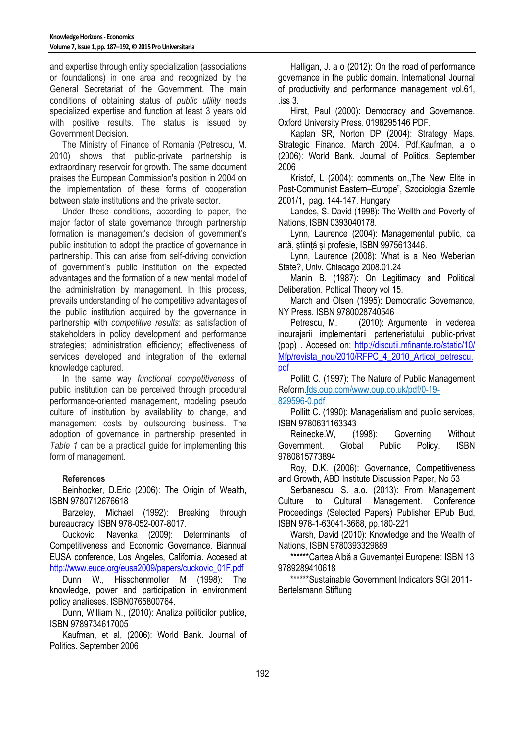and expertise through entity specialization (associations or foundations) in one area and recognized by the General Secretariat of the Government. The main conditions of obtaining status of *public utility* needs specialized expertise and function at least 3 years old with positive results. The status is issued by Government Decision.

The Ministry of Finance of Romania (Petrescu, M. 2010) shows that public-private partnership is extraordinary reservoir for growth. The same document praises the European Commission's position in 2004 on the implementation of these forms of cooperation between state institutions and the private sector.

Under these conditions, according to paper, the major factor of state governance through partnership formation is management's decision of government's public institution to adopt the practice of governance in partnership. This can arise from self-driving conviction of government's public institution on the expected advantages and the formation of a new mental model of the administration by management. In this process, prevails understanding of the competitive advantages of the public institution acquired by the governance in partnership with *competitive results*: as satisfaction of stakeholders in policy development and performance strategies; administration efficiency; effectiveness of services developed and integration of the external knowledge captured.

In the same way *functional competitiveness* of public institution can be perceived through procedural performance-oriented management, modeling pseudo culture of institution by availability to change, and management costs by outsourcing business. The adoption of governance in partnership presented in *Table 1* can be a practical guide for implementing this form of management.

**References**

Beinhocker, D.Eric (2006): The Origin of Wealth, ISBN 9780712676618

Barzeley, Michael (1992): Breaking through bureaucracy. ISBN 978-052-007-8017.

Cuckovic, Navenka (2009): Determinants of Competitiveness and Economic Governance. Biannual EUSA conference, Los Angeles, California. Accesed at http://www.euce.org/eusa2009/papers/cuckovic_01F.pdf

Dunn W., Hisschenmoller M (1998): The knowledge, power and participation in environment policy analieses. ISBN0765800764.

Dunn, William N., (2010): Analiza politicilor publice, ISBN 9789734617005

Kaufman, et al, (2006): World Bank. Journal of Politics. September 2006

Halligan, J. a o (2012): On the road of performance governance in the public domain. International Journal of productivity and performance management vol.61, .iss 3.

Hirst, Paul (2000): Democracy and Governance. Oxford University Press. 0198295146 PDF.

Kaplan SR, Norton DP (2004): Strategy Maps. Strategic Finance. March 2004. Pdf.Kaufman, a o (2006): World Bank. Journal of Politics. September 2006

Kristof, L (2004): comments on,,The New Elite in Post-Communist Eastern–Europe", Szociologia Szemle 2001/1, pag. 144-147. Hungary

Landes, S. David (1998): The Wellth and Poverty of Nations, ISBN 0393040178.

Lynn, Laurence (2004): Managementul public, ca artă, ştiinţă şi profesie, ISBN 9975613446.

Lynn, Laurence (2008): What is a Neo Weberian State?, Univ. Chiacago 2008.01.24

Manin B. (1987): On Legitimacy and Political Deliberation. Poltical Theory vol 15.

March and Olsen (1995): Democratic Governance, NY Press. ISBN 9780028740546

Petrescu, M. (2010): Argumente in vederea incurajarii implementarii parteneriatului public-privat (ppp) . Accesed on: http://discutii.mfinante.ro/static/10/Mfp/revista_nou/2010/RFPC_4_2010_Articol_petrescu.pdf

Pollitt C. (1997): The Nature of Public Management Reform.fds.oup.com/www.oup.co.uk/pdf/0-19-829596-0.pdf

Pollitt C. (1990): Managerialism and public services, ISBN 9780631163343

Reinecke.W, (1998): Governing Without Government. Global Public Policy. ISBN 9780815773894

Roy, D.K. (2006): Governance, Competitiveness and Growth, ABD Institute Discussion Paper, No 53

Serbanescu, S. a.o. (2013): From Management Culture to Cultural Management. Conference Proceedings (Selected Papers) Publisher EPub Bud, ISBN 978-1-63041-3668, pp.180-221

Warsh, David (2010): Knowledge and the Wealth of Nations, ISBN 9780393329889

******Cartea Albă a Guvernanței Europene: ISBN 13 9789289410618

******Sustainable Government Indicators SGI 2011- Bertelsmann Stiftung